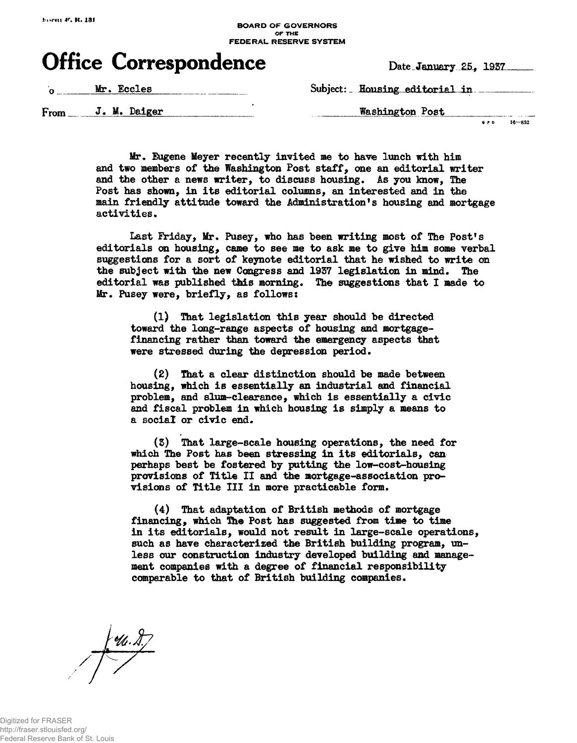Form F. R. 131

BOARD OF GOVERNORS
OF THE
FEDERAL RESERVE SYSTEM

# Office Correspondence

Date January 25, 1937

To Mr. Eccles

Subject: Housing editorial in Washington Post

From J. M. Daiger

Mr. Eugene Meyer recently invited me to have lunch with him and two members of the Washington Post staff, one an editorial writer and the other a news writer, to discuss housing. As you know, The Post has shown, in its editorial columns, an interested and in the main friendly attitude toward the Administration's housing and mortgage activities.

Last Friday, Mr. Pusey, who has been writing most of The Post's editorials on housing, came to see me to ask me to give him some verbal suggestions for a sort of keynote editorial that he wished to write on the subject with the new Congress and 1937 legislation in mind. The editorial was published this morning. The suggestions that I made to Mr. Pusey were, briefly, as follows:

(1) That legislation this year should be directed toward the long-range aspects of housing and mortgage-financing rather than toward the emergency aspects that were stressed during the depression period.

(2) That a clear distinction should be made between housing, which is essentially an industrial and financial problem, and slum-clearance, which is essentially a civic and fiscal problem in which housing is simply a means to a social or civic end.

(3) That large-scale housing operations, the need for which The Post has been stressing in its editorials, can perhaps best be fostered by putting the low-cost-housing provisions of Title II and the mortgage-association provisions of Title III in more practicable form.

(4) That adaptation of British methods of mortgage financing, which The Post has suggested from time to time in its editorials, would not result in large-scale operations, such as have characterized the British building program, unless our construction industry developed building and management companies with a degree of financial responsibility comparable to that of British building companies.

J. M. D.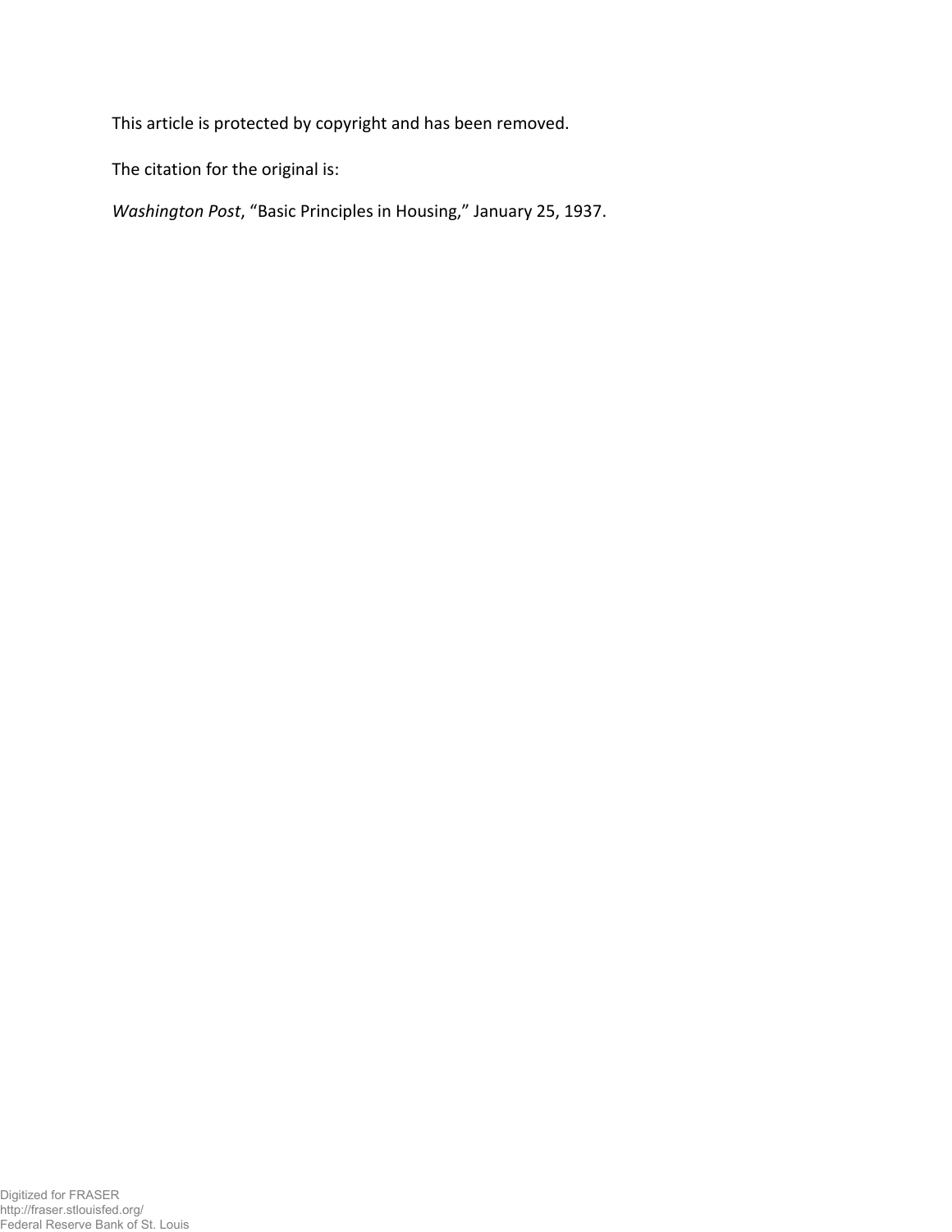This article is protected by copyright and has been removed.

The citation for the original is:

*Washington Post*, "Basic Principles in Housing," January 25, 1937.